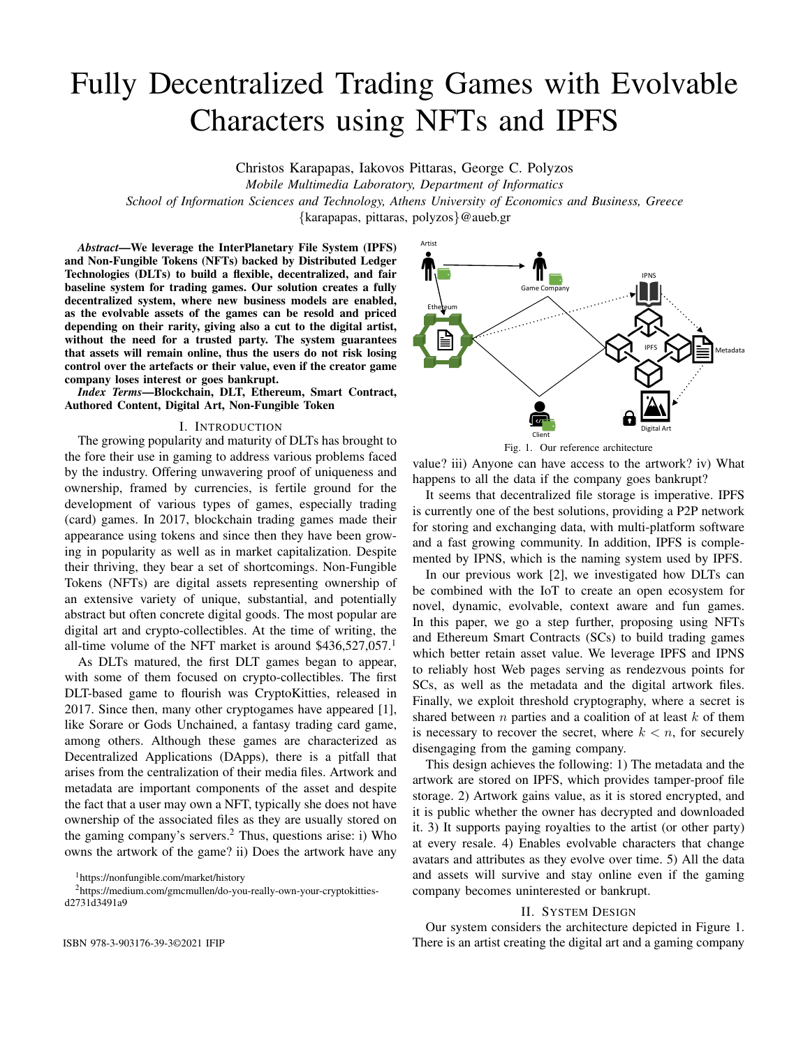# Fully Decentralized Trading Games with Evolvable Characters using NFTs and IPFS

Christos Karapapas, Iakovos Pittaras, George C. Polyzos
*Mobile Multimedia Laboratory, Department of Informatics*
*School of Information Sciences and Technology, Athens University of Economics and Business, Greece*
{karapapas, pittaras, polyzos}@aueb.gr

***Abstract*—We leverage the InterPlanetary File System (IPFS) and Non-Fungible Tokens (NFTs) backed by Distributed Ledger Technologies (DLTs) to build a flexible, decentralized, and fair baseline system for trading games. Our solution creates a fully decentralized system, where new business models are enabled, as the evolvable assets of the games can be resold and priced depending on their rarity, giving also a cut to the digital artist, without the need for a trusted party. The system guarantees that assets will remain online, thus the users do not risk losing control over the artefacts or their value, even if the creator game company loses interest or goes bankrupt.**

***Index Terms*—Blockchain, DLT, Ethereum, Smart Contract, Authored Content, Digital Art, Non-Fungible Token**

## I. Introduction

The growing popularity and maturity of DLTs has brought to the fore their use in gaming to address various problems faced by the industry. Offering unwavering proof of uniqueness and ownership, framed by currencies, is fertile ground for the development of various types of games, especially trading (card) games. In 2017, blockchain trading games made their appearance using tokens and since then they have been growing in popularity as well as in market capitalization. Despite their thriving, they bear a set of shortcomings. Non-Fungible Tokens (NFTs) are digital assets representing ownership of an extensive variety of unique, substantial, and potentially abstract but often concrete digital goods. The most popular are digital art and crypto-collectibles. At the time of writing, the all-time volume of the NFT market is around $436,527,057.[1]

As DLTs matured, the first DLT games began to appear, with some of them focused on crypto-collectibles. The first DLT-based game to flourish was CryptoKitties, released in 2017. Since then, many other cryptogames have appeared [1], like Sorare or Gods Unchained, a fantasy trading card game, among others. Although these games are characterized as Decentralized Applications (DApps), there is a pitfall that arises from the centralization of their media files. Artwork and metadata are important components of the asset and despite the fact that a user may own a NFT, typically she does not have ownership of the associated files as they are usually stored on the gaming company's servers.[2] Thus, questions arise: i) Who owns the artwork of the game? ii) Does the artwork have any value? iii) Anyone can have access to the artwork? iv) What happens to all the data if the company goes bankrupt?

[1]https://nonfungible.com/market/history

[2]https://medium.com/gmcmullen/do-you-really-own-your-cryptokitties-d2731d3491a9

Fig. 1. Our reference architecture

It seems that decentralized file storage is imperative. IPFS is currently one of the best solutions, providing a P2P network for storing and exchanging data, with multi-platform software and a fast growing community. In addition, IPFS is complemented by IPNS, which is the naming system used by IPFS.

In our previous work [2], we investigated how DLTs can be combined with the IoT to create an open ecosystem for novel, dynamic, evolvable, context aware and fun games. In this paper, we go a step further, proposing using NFTs and Ethereum Smart Contracts (SCs) to build trading games which better retain asset value. We leverage IPFS and IPNS to reliably host Web pages serving as rendezvous points for SCs, as well as the metadata and the digital artwork files. Finally, we exploit threshold cryptography, where a secret is shared between $n$ parties and a coalition of at least $k$ of them is necessary to recover the secret, where $k < n$, for securely disengaging from the gaming company.

This design achieves the following: 1) The metadata and the artwork are stored on IPFS, which provides tamper-proof file storage. 2) Artwork gains value, as it is stored encrypted, and it is public whether the owner has decrypted and downloaded it. 3) It supports paying royalties to the artist (or other party) at every resale. 4) Enables evolvable characters that change avatars and attributes as they evolve over time. 5) All the data and assets will survive and stay online even if the gaming company becomes uninterested or bankrupt.

## II. System Design

Our system considers the architecture depicted in Figure 1. There is an artist creating the digital art and a gaming company

ISBN 978-3-903176-39-3©2021 IFIP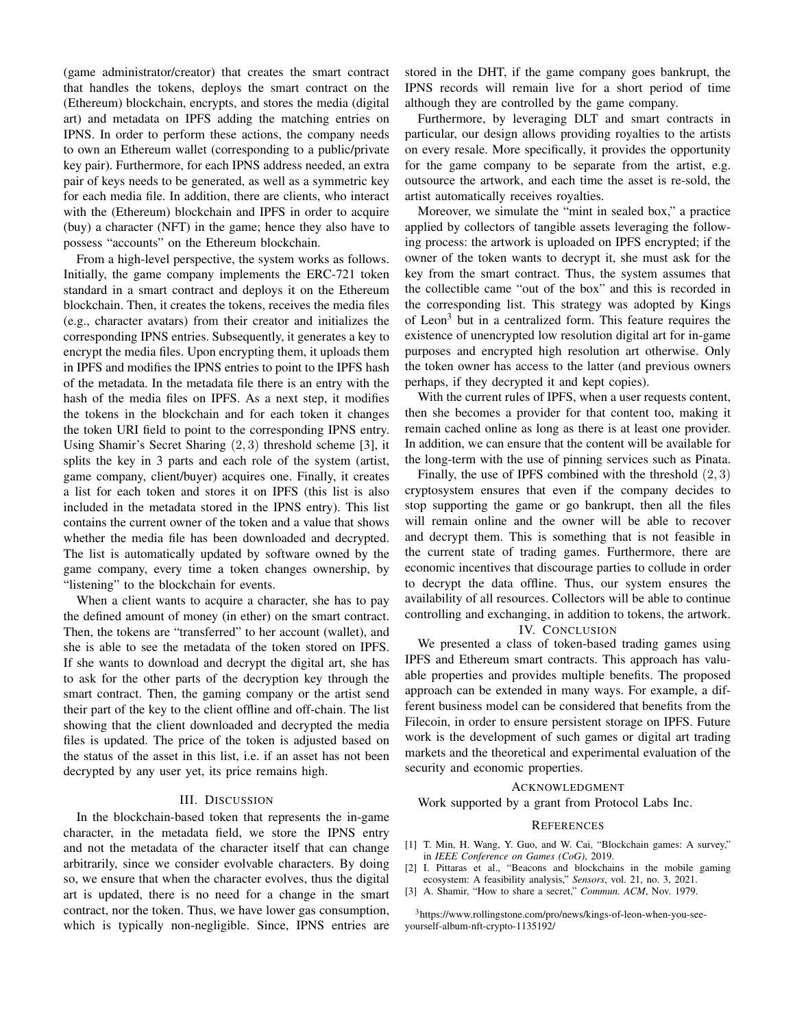(game administrator/creator) that creates the smart contract that handles the tokens, deploys the smart contract on the (Ethereum) blockchain, encrypts, and stores the media (digital art) and metadata on IPFS adding the matching entries on IPNS. In order to perform these actions, the company needs to own an Ethereum wallet (corresponding to a public/private key pair). Furthermore, for each IPNS address needed, an extra pair of keys needs to be generated, as well as a symmetric key for each media file. In addition, there are clients, who interact with the (Ethereum) blockchain and IPFS in order to acquire (buy) a character (NFT) in the game; hence they also have to possess "accounts" on the Ethereum blockchain.

From a high-level perspective, the system works as follows. Initially, the game company implements the ERC-721 token standard in a smart contract and deploys it on the Ethereum blockchain. Then, it creates the tokens, receives the media files (e.g., character avatars) from their creator and initializes the corresponding IPNS entries. Subsequently, it generates a key to encrypt the media files. Upon encrypting them, it uploads them in IPFS and modifies the IPNS entries to point to the IPFS hash of the metadata. In the metadata file there is an entry with the hash of the media files on IPFS. As a next step, it modifies the tokens in the blockchain and for each token it changes the token URI field to point to the corresponding IPNS entry. Using Shamir's Secret Sharing $(2, 3)$ threshold scheme [3], it splits the key in 3 parts and each role of the system (artist, game company, client/buyer) acquires one. Finally, it creates a list for each token and stores it on IPFS (this list is also included in the metadata stored in the IPNS entry). This list contains the current owner of the token and a value that shows whether the media file has been downloaded and decrypted. The list is automatically updated by software owned by the game company, every time a token changes ownership, by "listening" to the blockchain for events.

When a client wants to acquire a character, she has to pay the defined amount of money (in ether) on the smart contract. Then, the tokens are "transferred" to her account (wallet), and she is able to see the metadata of the token stored on IPFS. If she wants to download and decrypt the digital art, she has to ask for the other parts of the decryption key through the smart contract. Then, the gaming company or the artist send their part of the key to the client offline and off-chain. The list showing that the client downloaded and decrypted the media files is updated. The price of the token is adjusted based on the status of the asset in this list, i.e. if an asset has not been decrypted by any user yet, its price remains high.

## III. Discussion

In the blockchain-based token that represents the in-game character, in the metadata field, we store the IPNS entry and not the metadata of the character itself that can change arbitrarily, since we consider evolvable characters. By doing so, we ensure that when the character evolves, thus the digital art is updated, there is no need for a change in the smart contract, nor the token. Thus, we have lower gas consumption, which is typically non-negligible. Since, IPNS entries are stored in the DHT, if the game company goes bankrupt, the IPNS records will remain live for a short period of time although they are controlled by the game company.

Furthermore, by leveraging DLT and smart contracts in particular, our design allows providing royalties to the artists on every resale. More specifically, it provides the opportunity for the game company to be separate from the artist, e.g. outsource the artwork, and each time the asset is re-sold, the artist automatically receives royalties.

Moreover, we simulate the "mint in sealed box," a practice applied by collectors of tangible assets leveraging the following process: the artwork is uploaded on IPFS encrypted; if the owner of the token wants to decrypt it, she must ask for the key from the smart contract. Thus, the system assumes that the collectible came "out of the box" and this is recorded in the corresponding list. This strategy was adopted by Kings of Leon[3] but in a centralized form. This feature requires the existence of unencrypted low resolution digital art for in-game purposes and encrypted high resolution art otherwise. Only the token owner has access to the latter (and previous owners perhaps, if they decrypted it and kept copies).

With the current rules of IPFS, when a user requests content, then she becomes a provider for that content too, making it remain cached online as long as there is at least one provider. In addition, we can ensure that the content will be available for the long-term with the use of pinning services such as Pinata.

Finally, the use of IPFS combined with the threshold $(2, 3)$ cryptosystem ensures that even if the company decides to stop supporting the game or go bankrupt, then all the files will remain online and the owner will be able to recover and decrypt them. This is something that is not feasible in the current state of trading games. Furthermore, there are economic incentives that discourage parties to collude in order to decrypt the data offline. Thus, our system ensures the availability of all resources. Collectors will be able to continue controlling and exchanging, in addition to tokens, the artwork.

## IV. Conclusion

We presented a class of token-based trading games using IPFS and Ethereum smart contracts. This approach has valuable properties and provides multiple benefits. The proposed approach can be extended in many ways. For example, a different business model can be considered that benefits from the Filecoin, in order to ensure persistent storage on IPFS. Future work is the development of such games or digital art trading markets and the theoretical and experimental evaluation of the security and economic properties.

## Acknowledgment

Work supported by a grant from Protocol Labs Inc.

## References

[1] T. Min, H. Wang, Y. Guo, and W. Cai, "Blockchain games: A survey," in *IEEE Conference on Games (CoG)*, 2019.

[2] I. Pittaras et al., "Beacons and blockchains in the mobile gaming ecosystem: A feasibility analysis," *Sensors*, vol. 21, no. 3, 2021.

[3] A. Shamir, "How to share a secret," *Commun. ACM*, Nov. 1979.

[3] https://www.rollingstone.com/pro/news/kings-of-leon-when-you-see-yourself-album-nft-crypto-1135192/